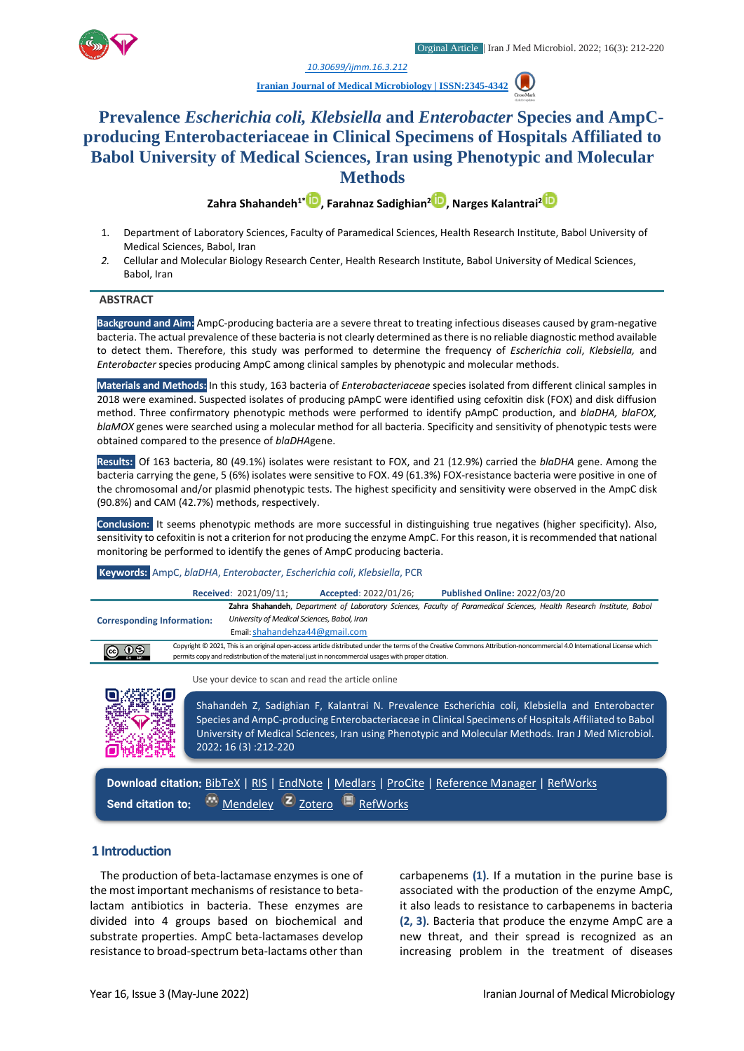Orginal Article | Iran J Med Microbiol. 2022; 16(3): 212-220

10.30699/ijmm.16.3.212

Iranian Journal of Medical Microbiology | ISSN:2345-4342

# Prevalence *Escherichia coli, Klebsiella* and *Enterobacter* Species and AmpC-producing Enterobacteriaceae in Clinical Specimens of Hospitals Affiliated to Babol University of Medical Sciences, Iran using Phenotypic and Molecular Methods

**Zahra Shahandeh[1*], Farahnaz Sadighian[2], Narges Kalantrai[2]**

1. Department of Laboratory Sciences, Faculty of Paramedical Sciences, Health Research Institute, Babol University of Medical Sciences, Babol, Iran
2. Cellular and Molecular Biology Research Center, Health Research Institute, Babol University of Medical Sciences, Babol, Iran

## ABSTRACT

**Background and Aim:** AmpC-producing bacteria are a severe threat to treating infectious diseases caused by gram-negative bacteria. The actual prevalence of these bacteria is not clearly determined as there is no reliable diagnostic method available to detect them. Therefore, this study was performed to determine the frequency of *Escherichia coli*, *Klebsiella,* and *Enterobacter* species producing AmpC among clinical samples by phenotypic and molecular methods.

**Materials and Methods:** In this study, 163 bacteria of *Enterobacteriaceae* species isolated from different clinical samples in 2018 were examined. Suspected isolates of producing pAmpC were identified using cefoxitin disk (FOX) and disk diffusion method. Three confirmatory phenotypic methods were performed to identify pAmpC production, and *blaDHA, blaFOX, blaMOX* genes were searched using a molecular method for all bacteria. Specificity and sensitivity of phenotypic tests were obtained compared to the presence of *blaDHA*gene.

**Results:** Of 163 bacteria, 80 (49.1%) isolates were resistant to FOX, and 21 (12.9%) carried the *blaDHA* gene. Among the bacteria carrying the gene, 5 (6%) isolates were sensitive to FOX. 49 (61.3%) FOX-resistance bacteria were positive in one of the chromosomal and/or plasmid phenotypic tests. The highest specificity and sensitivity were observed in the AmpC disk (90.8%) and CAM (42.7%) methods, respectively.

**Conclusion:** It seems phenotypic methods are more successful in distinguishing true negatives (higher specificity). Also, sensitivity to cefoxitin is not a criterion for not producing the enzyme AmpC. For this reason, it is recommended that national monitoring be performed to identify the genes of AmpC producing bacteria.

**Keywords:** AmpC, *blaDHA*, *Enterobacter*, *Escherichia coli*, *Klebsiella*, PCR

| | | |
|---|---|---|
| **Received**: 2021/09/11; | **Accepted**: 2022/01/26; | **Published Online**: 2022/03/20 |

**Corresponding Information:** **Zahra Shahandeh**, *Department of Laboratory Sciences, Faculty of Paramedical Sciences, Health Research Institute, Babol University of Medical Sciences, Babol, Iran*
Email: shahandehza44@gmail.com

Copyright © 2021, This is an original open-access article distributed under the terms of the Creative Commons Attribution-noncommercial 4.0 International License which permits copy and redistribution of the material just in noncommercial usages with proper citation.

Use your device to scan and read the article online

Shahandeh Z, Sadighian F, Kalantrai N. Prevalence Escherichia coli, Klebsiella and Enterobacter Species and AmpC-producing Enterobacteriaceae in Clinical Specimens of Hospitals Affiliated to Babol University of Medical Sciences, Iran using Phenotypic and Molecular Methods. Iran J Med Microbiol. 2022; 16 (3) :212-220

**Download citation:** BibTeX | RIS | EndNote | Medlars | ProCite | Reference Manager | RefWorks
**Send citation to:** Mendeley | Zotero | RefWorks

## 1 Introduction

The production of beta-lactamase enzymes is one of the most important mechanisms of resistance to beta-lactam antibiotics in bacteria. These enzymes are divided into 4 groups based on biochemical and substrate properties. AmpC beta-lactamases develop resistance to broad-spectrum beta-lactams other than carbapenems **(1)**. If a mutation in the purine base is associated with the production of the enzyme AmpC, it also leads to resistance to carbapenems in bacteria **(2, 3)**. Bacteria that produce the enzyme AmpC are a new threat, and their spread is recognized as an increasing problem in the treatment of diseases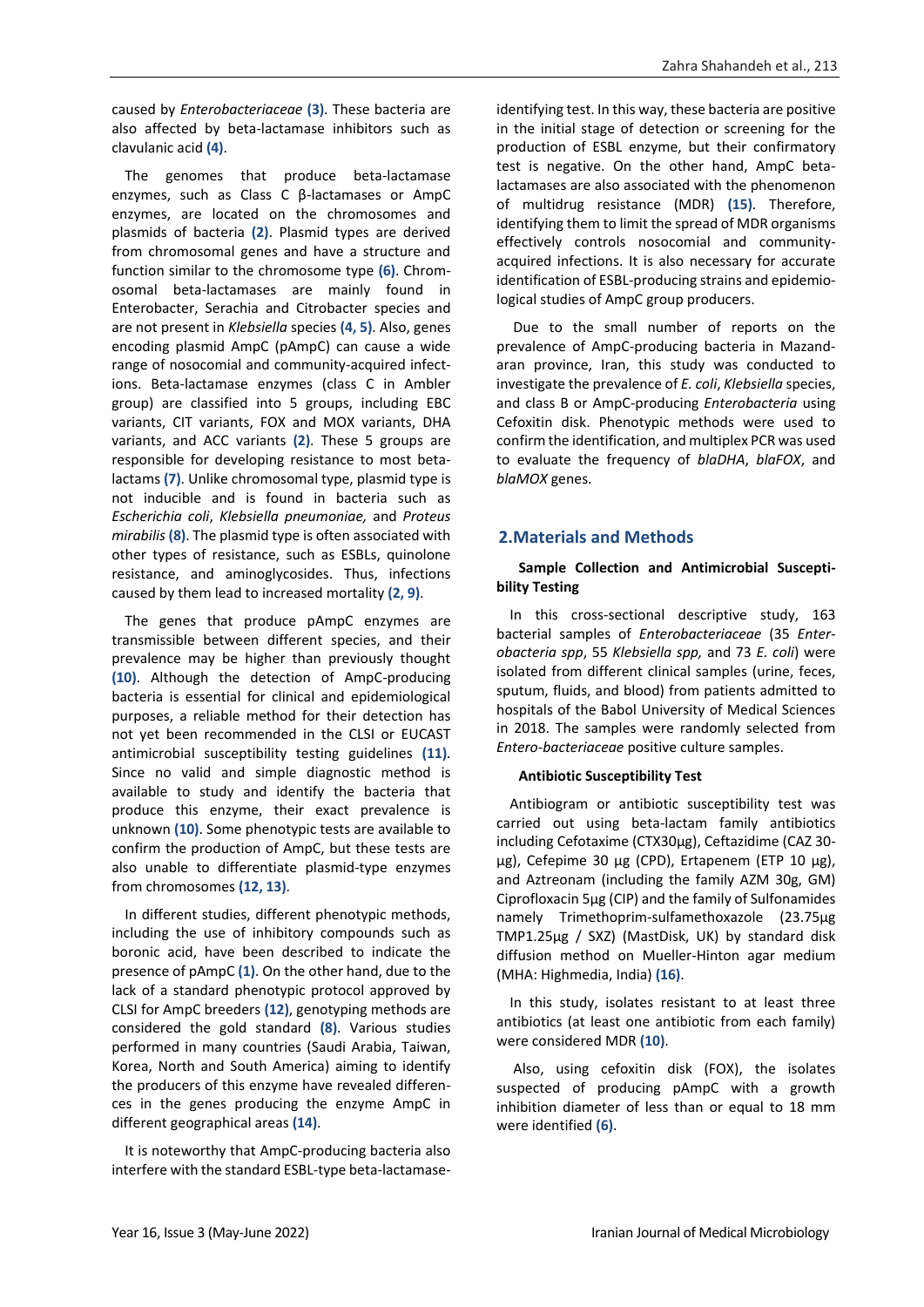caused by *Enterobacteriaceae* **(3)**. These bacteria are also affected by beta-lactamase inhibitors such as clavulanic acid **(4)**.

The genomes that produce beta-lactamase enzymes, such as Class C β-lactamases or AmpC enzymes, are located on the chromosomes and plasmids of bacteria **(2)**. Plasmid types are derived from chromosomal genes and have a structure and function similar to the chromosome type **(6)**. Chromosomal beta-lactamases are mainly found in Enterobacter, Serachia and Citrobacter species and are not present in *Klebsiella* species **(4, 5)**. Also, genes encoding plasmid AmpC (pAmpC) can cause a wide range of nosocomial and community-acquired infections. Beta-lactamase enzymes (class C in Ambler group) are classified into 5 groups, including EBC variants, CIT variants, FOX and MOX variants, DHA variants, and ACC variants **(2)**. These 5 groups are responsible for developing resistance to most beta-lactams **(7)**. Unlike chromosomal type, plasmid type is not inducible and is found in bacteria such as *Escherichia coli*, *Klebsiella pneumoniae,* and *Proteus mirabilis* **(8)**. The plasmid type is often associated with other types of resistance, such as ESBLs, quinolone resistance, and aminoglycosides. Thus, infections caused by them lead to increased mortality **(2, 9)**.

The genes that produce pAmpC enzymes are transmissible between different species, and their prevalence may be higher than previously thought **(10)**. Although the detection of AmpC-producing bacteria is essential for clinical and epidemiological purposes, a reliable method for their detection has not yet been recommended in the CLSI or EUCAST antimicrobial susceptibility testing guidelines **(11)**. Since no valid and simple diagnostic method is available to study and identify the bacteria that produce this enzyme, their exact prevalence is unknown **(10)**. Some phenotypic tests are available to confirm the production of AmpC, but these tests are also unable to differentiate plasmid-type enzymes from chromosomes **(12, 13)**.

In different studies, different phenotypic methods, including the use of inhibitory compounds such as boronic acid, have been described to indicate the presence of pAmpC **(1)**. On the other hand, due to the lack of a standard phenotypic protocol approved by CLSI for AmpC breeders **(12)**, genotyping methods are considered the gold standard **(8)**. Various studies performed in many countries (Saudi Arabia, Taiwan, Korea, North and South America) aiming to identify the producers of this enzyme have revealed differences in the genes producing the enzyme AmpC in different geographical areas **(14)**.

It is noteworthy that AmpC-producing bacteria also interfere with the standard ESBL-type beta-lactamase-identifying test. In this way, these bacteria are positive in the initial stage of detection or screening for the production of ESBL enzyme, but their confirmatory test is negative. On the other hand, AmpC beta-lactamases are also associated with the phenomenon of multidrug resistance (MDR) **(15)**. Therefore, identifying them to limit the spread of MDR organisms effectively controls nosocomial and community-acquired infections. It is also necessary for accurate identification of ESBL-producing strains and epidemiological studies of AmpC group producers.

Due to the small number of reports on the prevalence of AmpC-producing bacteria in Mazandaran province, Iran, this study was conducted to investigate the prevalence of *E. coli*, *Klebsiella* species, and class B or AmpC-producing *Enterobacteria* using Cefoxitin disk. Phenotypic methods were used to confirm the identification, and multiplex PCR was used to evaluate the frequency of *blaDHA*, *blaFOX*, and *blaMOX* genes.

## 2.Materials and Methods

**Sample Collection and Antimicrobial Susceptibility Testing**

In this cross-sectional descriptive study, 163 bacterial samples of *Enterobacteriaceae* (35 *Enterobacteria spp*, 55 *Klebsiella spp,* and 73 *E. coli*) were isolated from different clinical samples (urine, feces, sputum, fluids, and blood) from patients admitted to hospitals of the Babol University of Medical Sciences in 2018. The samples were randomly selected from *Entero-bacteriaceae* positive culture samples.

**Antibiotic Susceptibility Test**

Antibiogram or antibiotic susceptibility test was carried out using beta-lactam family antibiotics including Cefotaxime (CTX30μg), Ceftazidime (CAZ 30-μg), Cefepime 30 μg (CPD), Ertapenem (ETP 10 μg), and Aztreonam (including the family AZM 30g, GM) Ciprofloxacin 5μg (CIP) and the family of Sulfonamides namely Trimethoprim-sulfamethoxazole (23.75μg TMP1.25μg / SXZ) (MastDisk, UK) by standard disk diffusion method on Mueller-Hinton agar medium (MHA: Highmedia, India) **(16)**.

In this study, isolates resistant to at least three antibiotics (at least one antibiotic from each family) were considered MDR **(10)**.

Also, using cefoxitin disk (FOX), the isolates suspected of producing pAmpC with a growth inhibition diameter of less than or equal to 18 mm were identified **(6)**.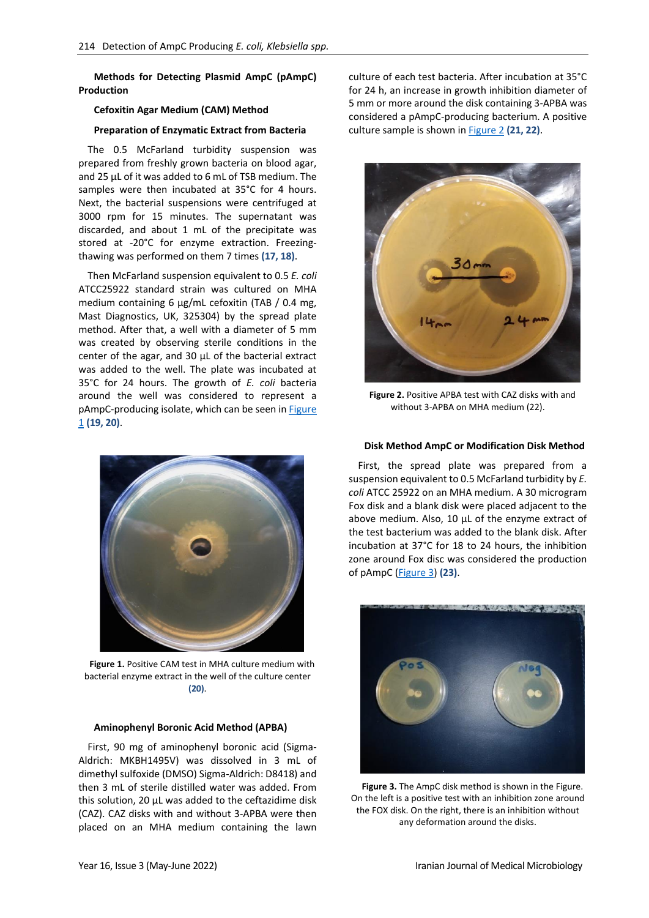### Methods for Detecting Plasmid AmpC (pAmpC) Production

#### Cefoxitin Agar Medium (CAM) Method

##### Preparation of Enzymatic Extract from Bacteria

The 0.5 McFarland turbidity suspension was prepared from freshly grown bacteria on blood agar, and 25 µL of it was added to 6 mL of TSB medium. The samples were then incubated at 35°C for 4 hours. Next, the bacterial suspensions were centrifuged at 3000 rpm for 15 minutes. The supernatant was discarded, and about 1 mL of the precipitate was stored at -20°C for enzyme extraction. Freezing-thawing was performed on them 7 times **(17, 18)**.

Then McFarland suspension equivalent to 0.5 *E. coli* ATCC25922 standard strain was cultured on MHA medium containing 6 µg/mL cefoxitin (TAB / 0.4 mg, Mast Diagnostics, UK, 325304) by the spread plate method. After that, a well with a diameter of 5 mm was created by observing sterile conditions in the center of the agar, and 30 µL of the bacterial extract was added to the well. The plate was incubated at 35°C for 24 hours. The growth of *E. coli* bacteria around the well was considered to represent a pAmpC-producing isolate, which can be seen in Figure 1 **(19, 20)**.

**Figure 1.** Positive CAM test in MHA culture medium with bacterial enzyme extract in the well of the culture center **(20)**.

#### Aminophenyl Boronic Acid Method (APBA)

First, 90 mg of aminophenyl boronic acid (Sigma-Aldrich: MKBH1495V) was dissolved in 3 mL of dimethyl sulfoxide (DMSO) Sigma-Aldrich: D8418) and then 3 mL of sterile distilled water was added. From this solution, 20 µL was added to the ceftazidime disk (CAZ). CAZ disks with and without 3-APBA were then placed on an MHA medium containing the lawn culture of each test bacteria. After incubation at 35°C for 24 h, an increase in growth inhibition diameter of 5 mm or more around the disk containing 3-APBA was considered a pAmpC-producing bacterium. A positive culture sample is shown in Figure 2 **(21, 22)**.

**Figure 2.** Positive APBA test with CAZ disks with and without 3-APBA on MHA medium (22).

#### Disk Method AmpC or Modification Disk Method

First, the spread plate was prepared from a suspension equivalent to 0.5 McFarland turbidity by *E. coli* ATCC 25922 on an MHA medium. A 30 microgram Fox disk and a blank disk were placed adjacent to the above medium. Also, 10 µL of the enzyme extract of the test bacterium was added to the blank disk. After incubation at 37°C for 18 to 24 hours, the inhibition zone around Fox disc was considered the production of pAmpC (Figure 3) **(23)**.

**Figure 3.** The AmpC disk method is shown in the Figure. On the left is a positive test with an inhibition zone around the FOX disk. On the right, there is an inhibition without any deformation around the disks.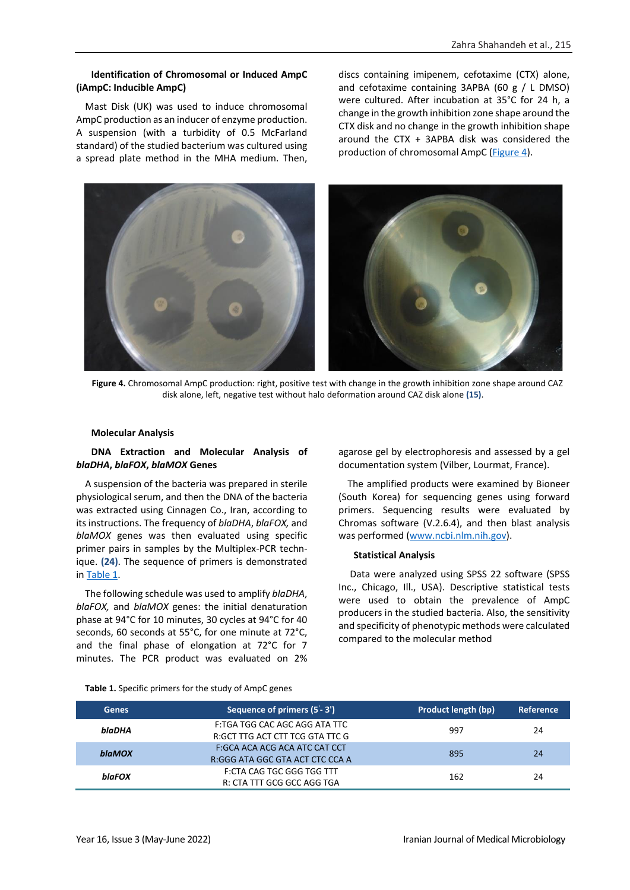**Identification of Chromosomal or Induced AmpC (iAmpC: Inducible AmpC)**

Mast Disk (UK) was used to induce chromosomal AmpC production as an inducer of enzyme production. A suspension (with a turbidity of 0.5 McFarland standard) of the studied bacterium was cultured using a spread plate method in the MHA medium. Then, discs containing imipenem, cefotaxime (CTX) alone, and cefotaxime containing 3APBA (60 g / L DMSO) were cultured. After incubation at 35°C for 24 h, a change in the growth inhibition zone shape around the CTX disk and no change in the growth inhibition shape around the CTX + 3APBA disk was considered the production of chromosomal AmpC (Figure 4).

**Figure 4.** Chromosomal AmpC production: right, positive test with change in the growth inhibition zone shape around CAZ disk alone, left, negative test without halo deformation around CAZ disk alone **(15)**.

**Molecular Analysis**

**DNA Extraction and Molecular Analysis of *blaDHA*, *blaFOX*, *blaMOX* Genes**

A suspension of the bacteria was prepared in sterile physiological serum, and then the DNA of the bacteria was extracted using Cinnagen Co., Iran, according to its instructions. The frequency of *blaDHA*, *blaFOX,* and *blaMOX* genes was then evaluated using specific primer pairs in samples by the Multiplex-PCR technique. **(24)**. The sequence of primers is demonstrated in Table 1.

The following schedule was used to amplify *blaDHA*, *blaFOX,* and *blaMOX* genes: the initial denaturation phase at 94°C for 10 minutes, 30 cycles at 94°C for 40 seconds, 60 seconds at 55°C, for one minute at 72°C, and the final phase of elongation at 72°C for 7 minutes. The PCR product was evaluated on 2% agarose gel by electrophoresis and assessed by a gel documentation system (Vilber, Lourmat, France).

The amplified products were examined by Bioneer (South Korea) for sequencing genes using forward primers. Sequencing results were evaluated by Chromas software (V.2.6.4), and then blast analysis was performed (www.ncbi.nlm.nih.gov).

**Statistical Analysis**

Data were analyzed using SPSS 22 software (SPSS Inc., Chicago, Ill., USA). Descriptive statistical tests were used to obtain the prevalence of AmpC producers in the studied bacteria. Also, the sensitivity and specificity of phenotypic methods were calculated compared to the molecular method

**Table 1.** Specific primers for the study of AmpC genes

| Genes | Sequence of primers (5'- 3') | Product length (bp) | Reference |
|---|---|---|---|
| ***blaDHA*** | F:TGA TGG CAC AGC AGG ATA TTC<br>R:GCT TTG ACT CTT TCG GTA TTC G | 997 | 24 |
| ***blaMOX*** | F:GCA ACA ACG ACA ATC CAT CCT<br>R:GGG ATA GGC GTA ACT CTC CCA A | 895 | 24 |
| ***blaFOX*** | F:CTA CAG TGC GGG TGG TTT<br>R: CTA TTT GCG GCC AGG TGA | 162 | 24 |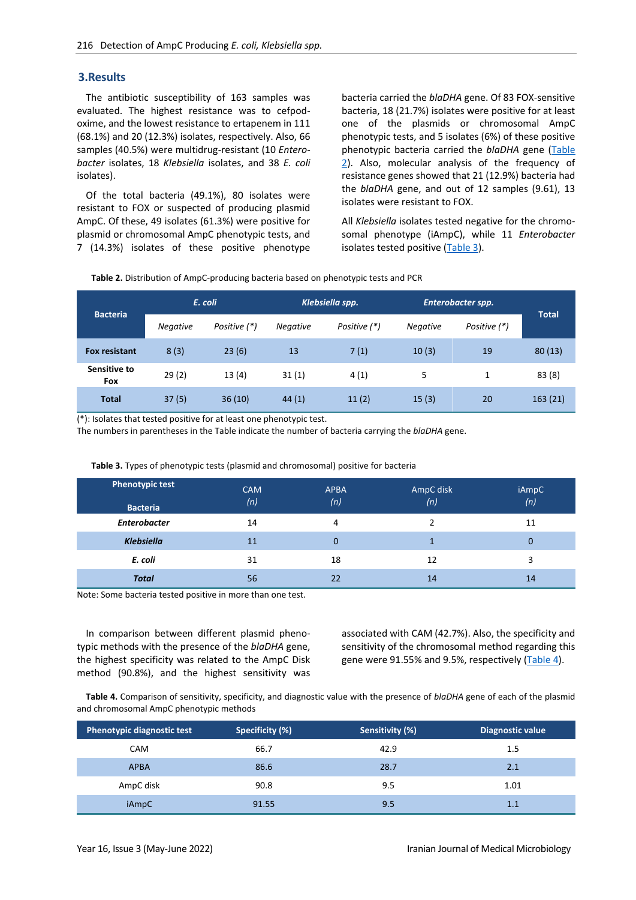## 3.Results

The antibiotic susceptibility of 163 samples was evaluated. The highest resistance was to cefpodoxime, and the lowest resistance to ertapenem in 111 (68.1%) and 20 (12.3%) isolates, respectively. Also, 66 samples (40.5%) were multidrug-resistant (10 *Enterobacter* isolates, 18 *Klebsiella* isolates, and 38 *E. coli* isolates).

Of the total bacteria (49.1%), 80 isolates were resistant to FOX or suspected of producing plasmid AmpC. Of these, 49 isolates (61.3%) were positive for plasmid or chromosomal AmpC phenotypic tests, and 7 (14.3%) isolates of these positive phenotype bacteria carried the *blaDHA* gene. Of 83 FOX-sensitive bacteria, 18 (21.7%) isolates were positive for at least one of the plasmids or chromosomal AmpC phenotypic tests, and 5 isolates (6%) of these positive phenotypic bacteria carried the *blaDHA* gene (Table 2). Also, molecular analysis of the frequency of resistance genes showed that 21 (12.9%) bacteria had the *blaDHA* gene, and out of 12 samples (9.61), 13 isolates were resistant to FOX.

All *Klebsiella* isolates tested negative for the chromosomal phenotype (iAmpC), while 11 *Enterobacter* isolates tested positive (Table 3).

**Table 2.** Distribution of AmpC-producing bacteria based on phenotypic tests and PCR

| Bacteria | *E. coli* | | *Klebsiella spp.* | | *Enterobacter spp.* | | Total |
|---|---|---|---|---|---|---|---|
| | *Negative* | *Positive (\*)* | *Negative* | *Positive (\*)* | *Negative* | *Positive (\*)* | |
| **Fox resistant** | 8 (3) | 23 (6) | 13 | 7 (1) | 10 (3) | 19 | 80 (13) |
| **Sensitive to Fox** | 29 (2) | 13 (4) | 31 (1) | 4 (1) | 5 | 1 | 83 (8) |
| **Total** | 37 (5) | 36 (10) | 44 (1) | 11 (2) | 15 (3) | 20 | 163 (21) |

(*): Isolates that tested positive for at least one phenotypic test.
The numbers in parentheses in the Table indicate the number of bacteria carrying the *blaDHA* gene.

**Table 3.** Types of phenotypic tests (plasmid and chromosomal) positive for bacteria

| Phenotypic test / Bacteria | CAM (n) | APBA (n) | AmpC disk (n) | iAmpC (n) |
|---|---|---|---|---|
| ***Enterobacter*** | 14 | 4 | 2 | 11 |
| ***Klebsiella*** | 11 | 0 | 1 | 0 |
| ***E. coli*** | 31 | 18 | 12 | 3 |
| ***Total*** | 56 | 22 | 14 | 14 |

Note: Some bacteria tested positive in more than one test.

In comparison between different plasmid phenotypic methods with the presence of the *blaDHA* gene, the highest specificity was related to the AmpC Disk method (90.8%), and the highest sensitivity was associated with CAM (42.7%). Also, the specificity and sensitivity of the chromosomal method regarding this gene were 91.55% and 9.5%, respectively (Table 4).

**Table 4.** Comparison of sensitivity, specificity, and diagnostic value with the presence of *blaDHA* gene of each of the plasmid and chromosomal AmpC phenotypic methods

| Phenotypic diagnostic test | Specificity (%) | Sensitivity (%) | Diagnostic value |
|---|---|---|---|
| CAM | 66.7 | 42.9 | 1.5 |
| APBA | 86.6 | 28.7 | 2.1 |
| AmpC disk | 90.8 | 9.5 | 1.01 |
| iAmpC | 91.55 | 9.5 | 1.1 |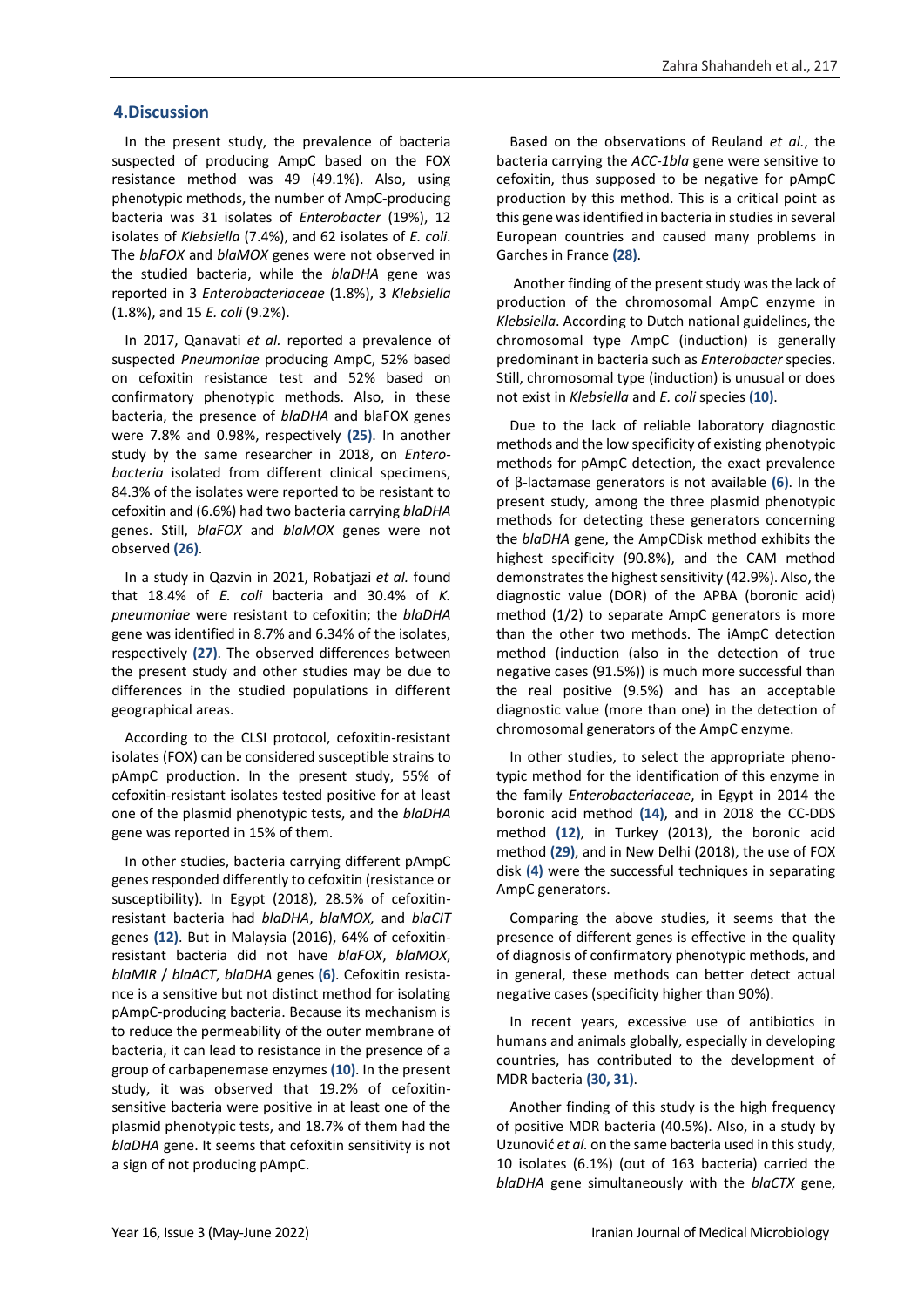## 4.Discussion

In the present study, the prevalence of bacteria suspected of producing AmpC based on the FOX resistance method was 49 (49.1%). Also, using phenotypic methods, the number of AmpC-producing bacteria was 31 isolates of *Enterobacter* (19%), 12 isolates of *Klebsiella* (7.4%), and 62 isolates of *E. coli*. The *blaFOX* and *blaMOX* genes were not observed in the studied bacteria, while the *blaDHA* gene was reported in 3 *Enterobacteriaceae* (1.8%), 3 *Klebsiella* (1.8%), and 15 *E. coli* (9.2%).

In 2017, Qanavati *et al.* reported a prevalence of suspected *Pneumoniae* producing AmpC, 52% based on cefoxitin resistance test and 52% based on confirmatory phenotypic methods. Also, in these bacteria, the presence of *blaDHA* and blaFOX genes were 7.8% and 0.98%, respectively **(25)**. In another study by the same researcher in 2018, on *Enterobacteria* isolated from different clinical specimens, 84.3% of the isolates were reported to be resistant to cefoxitin and (6.6%) had two bacteria carrying *blaDHA* genes. Still, *blaFOX* and *blaMOX* genes were not observed **(26)**.

In a study in Qazvin in 2021, Robatjazi *et al.* found that 18.4% of *E. coli* bacteria and 30.4% of *K. pneumoniae* were resistant to cefoxitin; the *blaDHA* gene was identified in 8.7% and 6.34% of the isolates, respectively **(27)**. The observed differences between the present study and other studies may be due to differences in the studied populations in different geographical areas.

According to the CLSI protocol, cefoxitin-resistant isolates (FOX) can be considered susceptible strains to pAmpC production. In the present study, 55% of cefoxitin-resistant isolates tested positive for at least one of the plasmid phenotypic tests, and the *blaDHA* gene was reported in 15% of them.

In other studies, bacteria carrying different pAmpC genes responded differently to cefoxitin (resistance or susceptibility). In Egypt (2018), 28.5% of cefoxitin-resistant bacteria had *blaDHA*, *blaMOX,* and *blaCIT* genes **(12)**. But in Malaysia (2016), 64% of cefoxitin-resistant bacteria did not have *blaFOX*, *blaMOX*, *blaMIR* / *blaACT*, *blaDHA* genes **(6)**. Cefoxitin resistance is a sensitive but not distinct method for isolating pAmpC-producing bacteria. Because its mechanism is to reduce the permeability of the outer membrane of bacteria, it can lead to resistance in the presence of a group of carbapenemase enzymes **(10)**. In the present study, it was observed that 19.2% of cefoxitin-sensitive bacteria were positive in at least one of the plasmid phenotypic tests, and 18.7% of them had the *blaDHA* gene. It seems that cefoxitin sensitivity is not a sign of not producing pAmpC.

Based on the observations of Reuland *et al.*, the bacteria carrying the *ACC-1bla* gene were sensitive to cefoxitin, thus supposed to be negative for pAmpC production by this method. This is a critical point as this gene was identified in bacteria in studies in several European countries and caused many problems in Garches in France **(28)**.

Another finding of the present study was the lack of production of the chromosomal AmpC enzyme in *Klebsiella*. According to Dutch national guidelines, the chromosomal type AmpC (induction) is generally predominant in bacteria such as *Enterobacter* species. Still, chromosomal type (induction) is unusual or does not exist in *Klebsiella* and *E. coli* species **(10)**.

Due to the lack of reliable laboratory diagnostic methods and the low specificity of existing phenotypic methods for pAmpC detection, the exact prevalence of β-lactamase generators is not available **(6)**. In the present study, among the three plasmid phenotypic methods for detecting these generators concerning the *blaDHA* gene, the AmpCDisk method exhibits the highest specificity (90.8%), and the CAM method demonstrates the highest sensitivity (42.9%). Also, the diagnostic value (DOR) of the APBA (boronic acid) method (1/2) to separate AmpC generators is more than the other two methods. The iAmpC detection method (induction (also in the detection of true negative cases (91.5%)) is much more successful than the real positive (9.5%) and has an acceptable diagnostic value (more than one) in the detection of chromosomal generators of the AmpC enzyme.

In other studies, to select the appropriate phenotypic method for the identification of this enzyme in the family *Enterobacteriaceae*, in Egypt in 2014 the boronic acid method **(14)**, and in 2018 the CC-DDS method **(12)**, in Turkey (2013), the boronic acid method **(29)**, and in New Delhi (2018), the use of FOX disk **(4)** were the successful techniques in separating AmpC generators.

Comparing the above studies, it seems that the presence of different genes is effective in the quality of diagnosis of confirmatory phenotypic methods, and in general, these methods can better detect actual negative cases (specificity higher than 90%).

In recent years, excessive use of antibiotics in humans and animals globally, especially in developing countries, has contributed to the development of MDR bacteria **(30, 31)**.

Another finding of this study is the high frequency of positive MDR bacteria (40.5%). Also, in a study by Uzunović *et al.* on the same bacteria used in this study, 10 isolates (6.1%) (out of 163 bacteria) carried the *blaDHA* gene simultaneously with the *blaCTX* gene,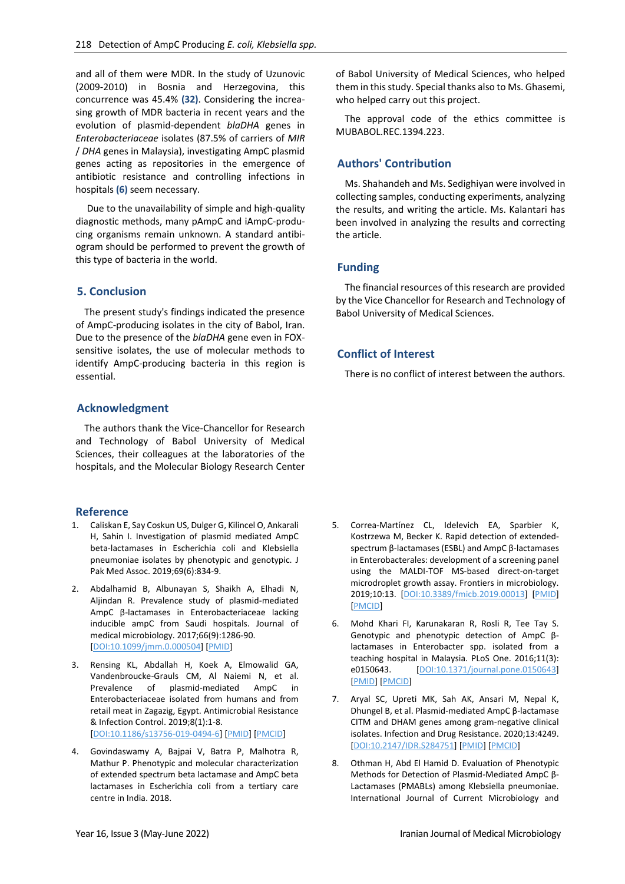and all of them were MDR. In the study of Uzunovic (2009-2010) in Bosnia and Herzegovina, this concurrence was 45.4% **(32)**. Considering the increasing growth of MDR bacteria in recent years and the evolution of plasmid-dependent *blaDHA* genes in *Enterobacteriaceae* isolates (87.5% of carriers of *MIR* / *DHA* genes in Malaysia), investigating AmpC plasmid genes acting as repositories in the emergence of antibiotic resistance and controlling infections in hospitals **(6)** seem necessary.

Due to the unavailability of simple and high-quality diagnostic methods, many pAmpC and iAmpC-producing organisms remain unknown. A standard antibiogram should be performed to prevent the growth of this type of bacteria in the world.

## 5. Conclusion

The present study's findings indicated the presence of AmpC-producing isolates in the city of Babol, Iran. Due to the presence of the *blaDHA* gene even in FOX-sensitive isolates, the use of molecular methods to identify AmpC-producing bacteria in this region is essential.

## Acknowledgment

The authors thank the Vice-Chancellor for Research and Technology of Babol University of Medical Sciences, their colleagues at the laboratories of the hospitals, and the Molecular Biology Research Center of Babol University of Medical Sciences, who helped them in this study. Special thanks also to Ms. Ghasemi, who helped carry out this project.

The approval code of the ethics committee is MUBABOL.REC.1394.223.

## Authors' Contribution

Ms. Shahandeh and Ms. Sedighiyan were involved in collecting samples, conducting experiments, analyzing the results, and writing the article. Ms. Kalantari has been involved in analyzing the results and correcting the article.

## Funding

The financial resources of this research are provided by the Vice Chancellor for Research and Technology of Babol University of Medical Sciences.

## Conflict of Interest

There is no conflict of interest between the authors.

## Reference

1. Caliskan E, Say Coskun US, Dulger G, Kilincel O, Ankarali H, Sahin I. Investigation of plasmid mediated AmpC beta-lactamases in Escherichia coli and Klebsiella pneumoniae isolates by phenotypic and genotypic. J Pak Med Assoc. 2019;69(6):834-9.
2. Abdalhamid B, Albunayan S, Shaikh A, Elhadi N, Aljindan R. Prevalence study of plasmid-mediated AmpC β-lactamases in Enterobacteriaceae lacking inducible ampC from Saudi hospitals. Journal of medical microbiology. 2017;66(9):1286-90. [DOI:10.1099/jmm.0.000504] [PMID]
3. Rensing KL, Abdallah H, Koek A, Elmowalid GA, Vandenbroucke-Grauls CM, Al Naiemi N, et al. Prevalence of plasmid-mediated AmpC in Enterobacteriaceae isolated from humans and from retail meat in Zagazig, Egypt. Antimicrobial Resistance & Infection Control. 2019;8(1):1-8. [DOI:10.1186/s13756-019-0494-6] [PMID] [PMCID]
4. Govindaswamy A, Bajpai V, Batra P, Malhotra R, Mathur P. Phenotypic and molecular characterization of extended spectrum beta lactamase and AmpC beta lactamases in Escherichia coli from a tertiary care centre in India. 2018.
5. Correa-Martínez CL, Idelevich EA, Sparbier K, Kostrzewa M, Becker K. Rapid detection of extended-spectrum β-lactamases (ESBL) and AmpC β-lactamases in Enterobacterales: development of a screening panel using the MALDI-TOF MS-based direct-on-target microdroplet growth assay. Frontiers in microbiology. 2019;10:13. [DOI:10.3389/fmicb.2019.00013] [PMID] [PMCID]
6. Mohd Khari FI, Karunakaran R, Rosli R, Tee Tay S. Genotypic and phenotypic detection of AmpC β-lactamases in Enterobacter spp. isolated from a teaching hospital in Malaysia. PLoS One. 2016;11(3): e0150643. [DOI:10.1371/journal.pone.0150643] [PMID] [PMCID]
7. Aryal SC, Upreti MK, Sah AK, Ansari M, Nepal K, Dhungel B, et al. Plasmid-mediated AmpC β-lactamase CITM and DHAM genes among gram-negative clinical isolates. Infection and Drug Resistance. 2020;13:4249. [DOI:10.2147/IDR.S284751] [PMID] [PMCID]
8. Othman H, Abd El Hamid D. Evaluation of Phenotypic Methods for Detection of Plasmid-Mediated AmpC β-Lactamases (PMABLs) among Klebsiella pneumoniae. International Journal of Current Microbiology and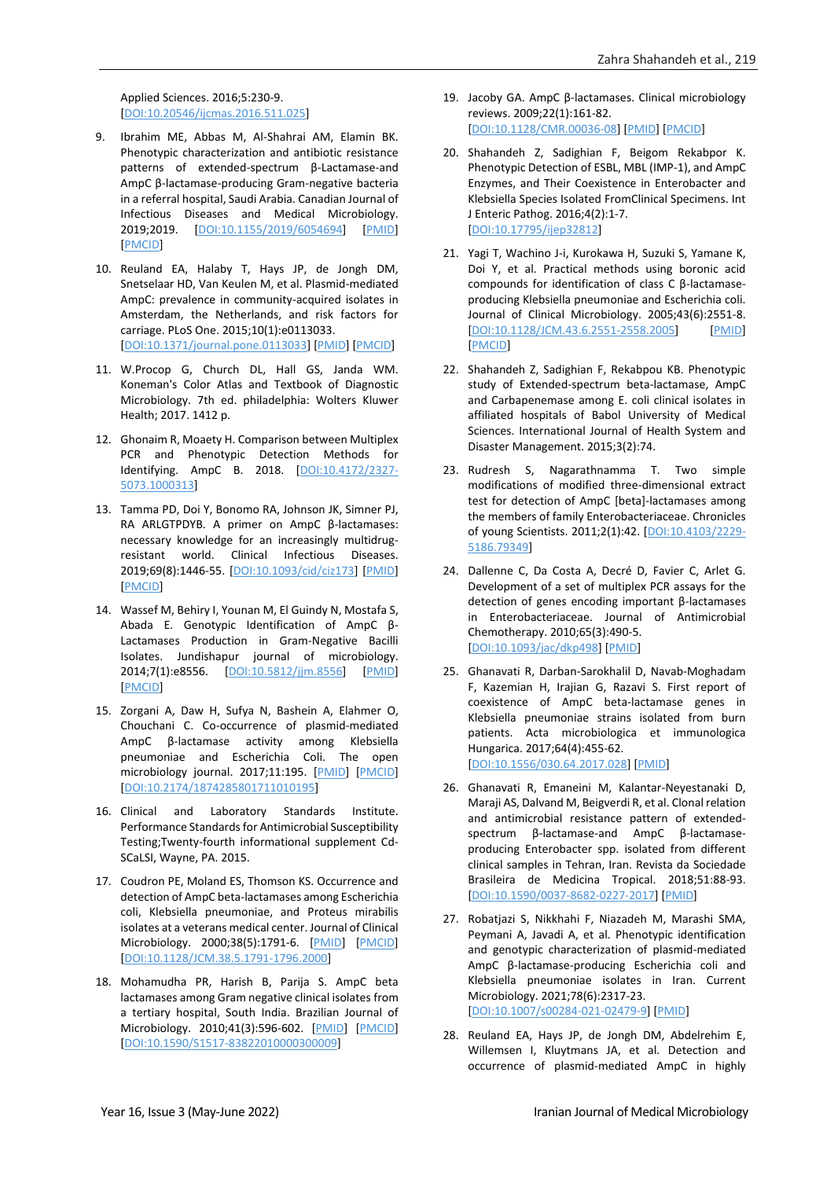Applied Sciences. 2016;5:230-9. [DOI:10.20546/ijcmas.2016.511.025]

9. Ibrahim ME, Abbas M, Al-Shahrai AM, Elamin BK. Phenotypic characterization and antibiotic resistance patterns of extended-spectrum β-Lactamase-and AmpC β-lactamase-producing Gram-negative bacteria in a referral hospital, Saudi Arabia. Canadian Journal of Infectious Diseases and Medical Microbiology. 2019;2019. [DOI:10.1155/2019/6054694] [PMID] [PMCID]

10. Reuland EA, Halaby T, Hays JP, de Jongh DM, Snetselaar HD, Van Keulen M, et al. Plasmid-mediated AmpC: prevalence in community-acquired isolates in Amsterdam, the Netherlands, and risk factors for carriage. PLoS One. 2015;10(1):e0113033. [DOI:10.1371/journal.pone.0113033] [PMID] [PMCID]

11. W.Procop G, Church DL, Hall GS, Janda WM. Koneman's Color Atlas and Textbook of Diagnostic Microbiology. 7th ed. philadelphia: Wolters Kluwer Health; 2017. 1412 p.

12. Ghonaim R, Moaety H. Comparison between Multiplex PCR and Phenotypic Detection Methods for Identifying. AmpC B. 2018. [DOI:10.4172/2327-5073.1000313]

13. Tamma PD, Doi Y, Bonomo RA, Johnson JK, Simner PJ, RA ARLGTPDYB. A primer on AmpC β-lactamases: necessary knowledge for an increasingly multidrug-resistant world. Clinical Infectious Diseases. 2019;69(8):1446-55. [DOI:10.1093/cid/ciz173] [PMID] [PMCID]

14. Wassef M, Behiry I, Younan M, El Guindy N, Mostafa S, Abada E. Genotypic Identification of AmpC β-Lactamases Production in Gram-Negative Bacilli Isolates. Jundishapur journal of microbiology. 2014;7(1):e8556. [DOI:10.5812/jjm.8556] [PMID] [PMCID]

15. Zorgani A, Daw H, Sufya N, Bashein A, Elahmer O, Chouchani C. Co-occurrence of plasmid-mediated AmpC β-lactamase activity among Klebsiella pneumoniae and Escherichia Coli. The open microbiology journal. 2017;11:195. [PMID] [PMCID] [DOI:10.2174/1874285801711010195]

16. Clinical and Laboratory Standards Institute. Performance Standards for Antimicrobial Susceptibility Testing;Twenty-fourth informational supplement Cd-SCaLSI, Wayne, PA. 2015.

17. Coudron PE, Moland ES, Thomson KS. Occurrence and detection of AmpC beta-lactamases among Escherichia coli, Klebsiella pneumoniae, and Proteus mirabilis isolates at a veterans medical center. Journal of Clinical Microbiology. 2000;38(5):1791-6. [PMID] [PMCID] [DOI:10.1128/JCM.38.5.1791-1796.2000]

18. Mohamudha PR, Harish B, Parija S. AmpC beta lactamases among Gram negative clinical isolates from a tertiary hospital, South India. Brazilian Journal of Microbiology. 2010;41(3):596-602. [PMID] [PMCID] [DOI:10.1590/S1517-83822010000300009]

19. Jacoby GA. AmpC β-lactamases. Clinical microbiology reviews. 2009;22(1):161-82. [DOI:10.1128/CMR.00036-08] [PMID] [PMCID]

20. Shahandeh Z, Sadighian F, Beigom Rekabpor K. Phenotypic Detection of ESBL, MBL (IMP-1), and AmpC Enzymes, and Their Coexistence in Enterobacter and Klebsiella Species Isolated FromClinical Specimens. Int J Enteric Pathog. 2016;4(2):1-7. [DOI:10.17795/ijep32812]

21. Yagi T, Wachino J-i, Kurokawa H, Suzuki S, Yamane K, Doi Y, et al. Practical methods using boronic acid compounds for identification of class C β-lactamase-producing Klebsiella pneumoniae and Escherichia coli. Journal of Clinical Microbiology. 2005;43(6):2551-8. [DOI:10.1128/JCM.43.6.2551-2558.2005] [PMID] [PMCID]

22. Shahandeh Z, Sadighian F, Rekabpou KB. Phenotypic study of Extended-spectrum beta-lactamase, AmpC and Carbapenemase among E. coli clinical isolates in affiliated hospitals of Babol University of Medical Sciences. International Journal of Health System and Disaster Management. 2015;3(2):74.

23. Rudresh S, Nagarathnamma T. Two simple modifications of modified three-dimensional extract test for detection of AmpC [beta]-lactamases among the members of family Enterobacteriaceae. Chronicles of young Scientists. 2011;2(1):42. [DOI:10.4103/2229-5186.79349]

24. Dallenne C, Da Costa A, Decré D, Favier C, Arlet G. Development of a set of multiplex PCR assays for the detection of genes encoding important β-lactamases in Enterobacteriaceae. Journal of Antimicrobial Chemotherapy. 2010;65(3):490-5. [DOI:10.1093/jac/dkp498] [PMID]

25. Ghanavati R, Darban-Sarokhalil D, Navab-Moghadam F, Kazemian H, Irajian G, Razavi S. First report of coexistence of AmpC beta-lactamase genes in Klebsiella pneumoniae strains isolated from burn patients. Acta microbiologica et immunologica Hungarica. 2017;64(4):455-62. [DOI:10.1556/030.64.2017.028] [PMID]

26. Ghanavati R, Emaneini M, Kalantar-Neyestanaki D, Maraji AS, Dalvand M, Beigverdi R, et al. Clonal relation and antimicrobial resistance pattern of extended-spectrum β-lactamase-and AmpC β-lactamase-producing Enterobacter spp. isolated from different clinical samples in Tehran, Iran. Revista da Sociedade Brasileira de Medicina Tropical. 2018;51:88-93. [DOI:10.1590/0037-8682-0227-2017] [PMID]

27. Robatjazi S, Nikkhahi F, Niazadeh M, Marashi SMA, Peymani A, Javadi A, et al. Phenotypic identification and genotypic characterization of plasmid-mediated AmpC β-lactamase-producing Escherichia coli and Klebsiella pneumoniae isolates in Iran. Current Microbiology. 2021;78(6):2317-23. [DOI:10.1007/s00284-021-02479-9] [PMID]

28. Reuland EA, Hays JP, de Jongh DM, Abdelrehim E, Willemsen I, Kluytmans JA, et al. Detection and occurrence of plasmid-mediated AmpC in highly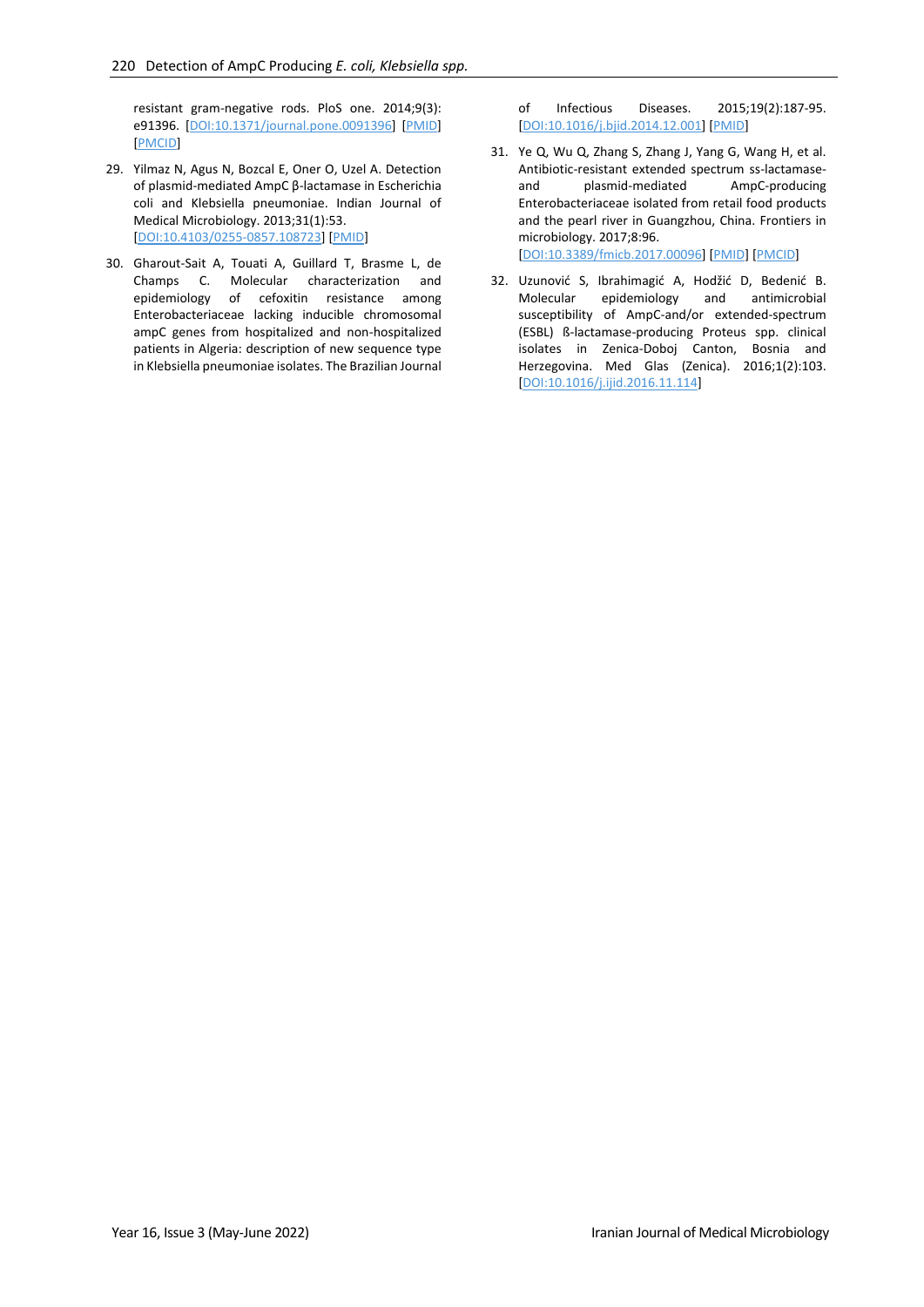resistant gram-negative rods. PloS one. 2014;9(3): e91396. [DOI:10.1371/journal.pone.0091396] [PMID] [PMCID]

29. Yilmaz N, Agus N, Bozcal E, Oner O, Uzel A. Detection of plasmid-mediated AmpC β-lactamase in Escherichia coli and Klebsiella pneumoniae. Indian Journal of Medical Microbiology. 2013;31(1):53. [DOI:10.4103/0255-0857.108723] [PMID]

30. Gharout-Sait A, Touati A, Guillard T, Brasme L, de Champs C. Molecular characterization and epidemiology of cefoxitin resistance among Enterobacteriaceae lacking inducible chromosomal ampC genes from hospitalized and non-hospitalized patients in Algeria: description of new sequence type in Klebsiella pneumoniae isolates. The Brazilian Journal of Infectious Diseases. 2015;19(2):187-95. [DOI:10.1016/j.bjid.2014.12.001] [PMID]

31. Ye Q, Wu Q, Zhang S, Zhang J, Yang G, Wang H, et al. Antibiotic-resistant extended spectrum ss-lactamase- and plasmid-mediated AmpC-producing Enterobacteriaceae isolated from retail food products and the pearl river in Guangzhou, China. Frontiers in microbiology. 2017;8:96. [DOI:10.3389/fmicb.2017.00096] [PMID] [PMCID]

32. Uzunović S, Ibrahimagić A, Hodžić D, Bedenić B. Molecular epidemiology and antimicrobial susceptibility of AmpC-and/or extended-spectrum (ESBL) ß-lactamase-producing Proteus spp. clinical isolates in Zenica-Doboj Canton, Bosnia and Herzegovina. Med Glas (Zenica). 2016;1(2):103. [DOI:10.1016/j.ijid.2016.11.114]